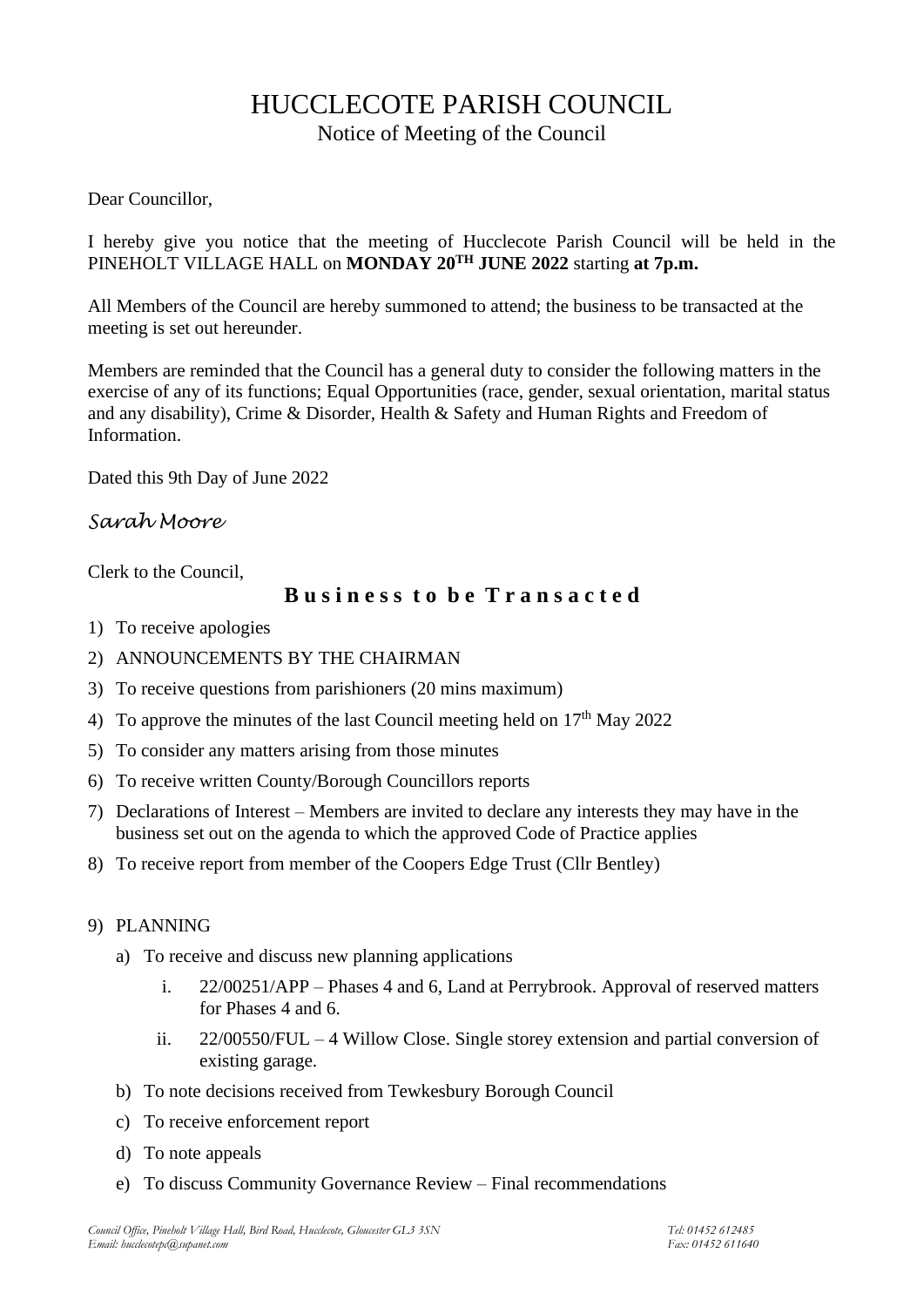# HUCCLECOTE PARISH COUNCIL

## Notice of Meeting of the Council

Dear Councillor,

I hereby give you notice that the meeting of Hucclecote Parish Council will be held in the PINEHOLT VILLAGE HALL on **MONDAY 20TH JUNE 2022** starting **at 7p.m.**

All Members of the Council are hereby summoned to attend; the business to be transacted at the meeting is set out hereunder.

Members are reminded that the Council has a general duty to consider the following matters in the exercise of any of its functions; Equal Opportunities (race, gender, sexual orientation, marital status and any disability), Crime & Disorder, Health & Safety and Human Rights and Freedom of Information.

Dated this 9th Day of June 2022

*Sarah Moore*

Clerk to the Council,

### Business to be Transacted

1) To receive apologies
2) ANNOUNCEMENTS BY THE CHAIRMAN
3) To receive questions from parishioners (20 mins maximum)
4) To approve the minutes of the last Council meeting held on 17th May 2022
5) To consider any matters arising from those minutes
6) To receive written County/Borough Councillors reports
7) Declarations of Interest – Members are invited to declare any interests they may have in the business set out on the agenda to which the approved Code of Practice applies
8) To receive report from member of the Coopers Edge Trust (Cllr Bentley)

9) PLANNING
   a) To receive and discuss new planning applications
      i. 22/00251/APP – Phases 4 and 6, Land at Perrybrook. Approval of reserved matters for Phases 4 and 6.
      ii. 22/00550/FUL – 4 Willow Close. Single storey extension and partial conversion of existing garage.
   b) To note decisions received from Tewkesbury Borough Council
   c) To receive enforcement report
   d) To note appeals
   e) To discuss Community Governance Review – Final recommendations

*Council Office, Pineholt Village Hall, Bird Road, Hucclecote, Gloucester GL3 3SN* *Tel: 01452 612485*
*Email: hucclecotepc@supanet.com* *Fax: 01452 611640*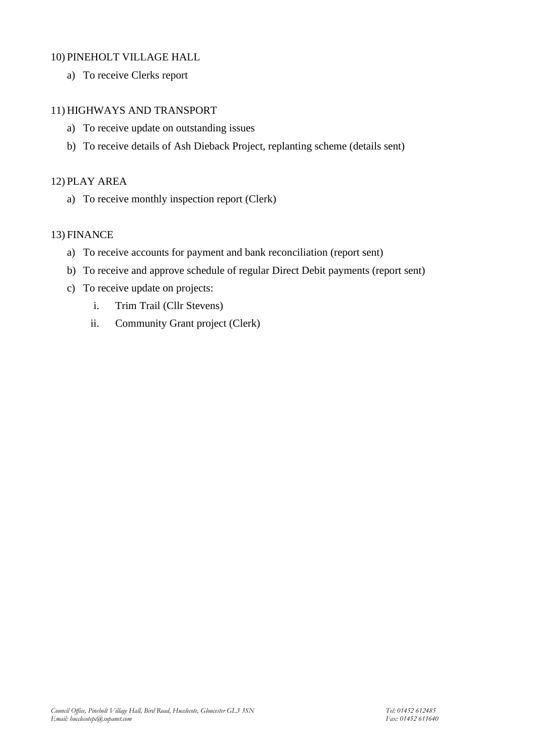10) PINEHOLT VILLAGE HALL

   a) To receive Clerks report

11) HIGHWAYS AND TRANSPORT

   a) To receive update on outstanding issues
   b) To receive details of Ash Dieback Project, replanting scheme (details sent)

12) PLAY AREA

   a) To receive monthly inspection report (Clerk)

13) FINANCE

   a) To receive accounts for payment and bank reconciliation (report sent)
   b) To receive and approve schedule of regular Direct Debit payments (report sent)
   c) To receive update on projects:
      i. Trim Trail (Cllr Stevens)
      ii. Community Grant project (Clerk)